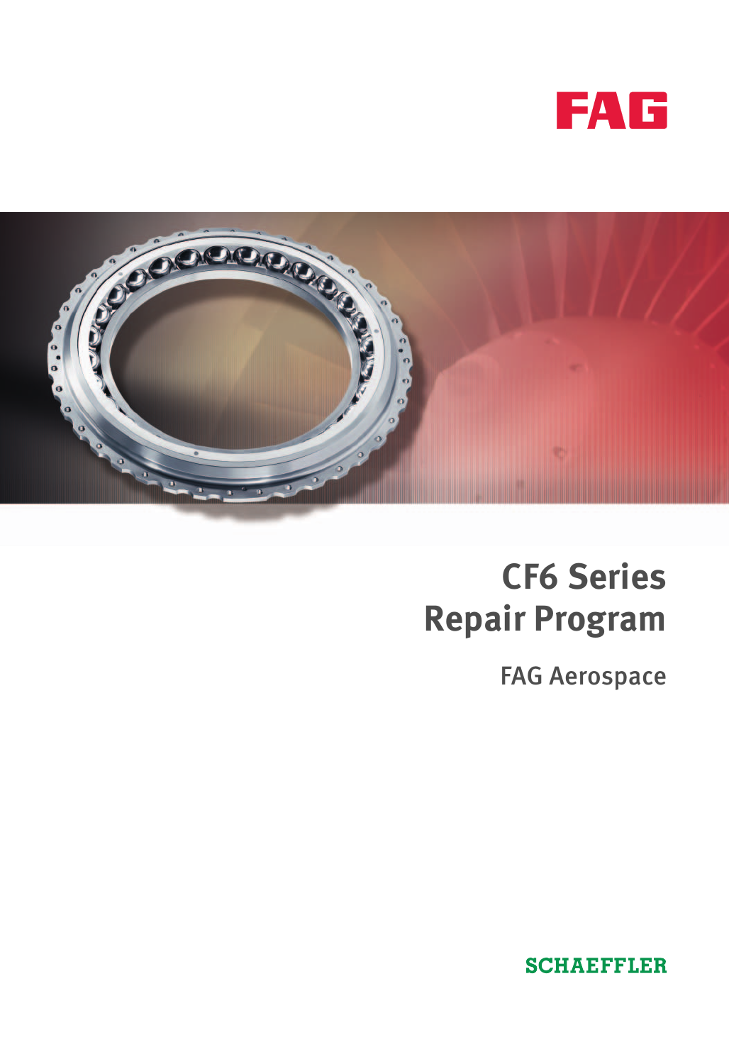FAG

# CF6 Series Repair Program

FAG Aerospace

SCHAEFFLER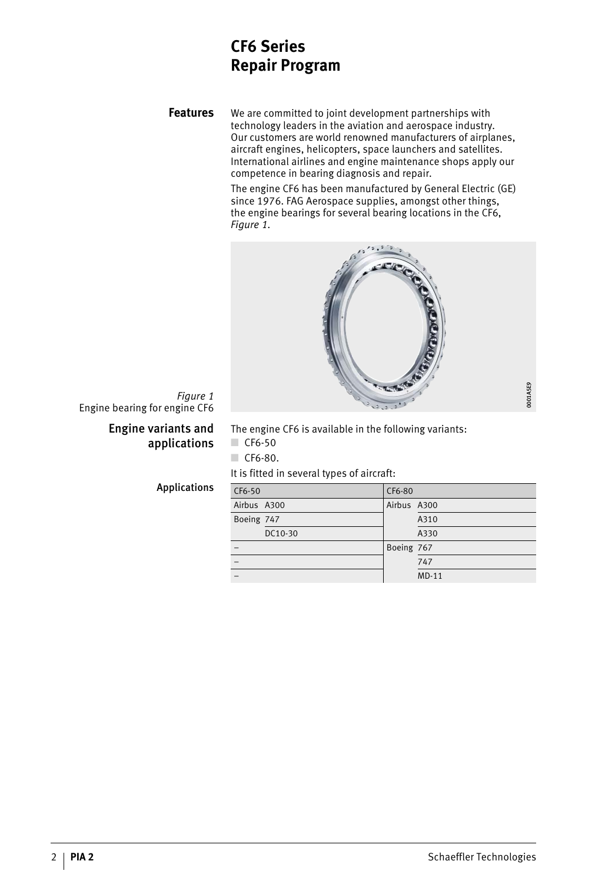# CF6 Series Repair Program

## Features

We are committed to joint development partnerships with technology leaders in the aviation and aerospace industry. Our customers are world renowned manufacturers of airplanes, aircraft engines, helicopters, space launchers and satellites. International airlines and engine maintenance shops apply our competence in bearing diagnosis and repair.

The engine CF6 has been manufactured by General Electric (GE) since 1976. FAG Aerospace supplies, amongst other things, the engine bearings for several bearing locations in the CF6, *Figure 1*.

*Figure 1*
Engine bearing for engine CF6

## Engine variants and applications

The engine CF6 is available in the following variants:

- CF6-50
- CF6-80.

It is fitted in several types of aircraft:

### Applications

| CF6-50 | | CF6-80 | |
|---|---|---|---|
| Airbus | A300 | Airbus | A300 |
| Boeing | 747 | | A310 |
| | DC10-30 | | A330 |
| – | | Boeing | 767 |
| – | | | 747 |
| – | | | MD-11 |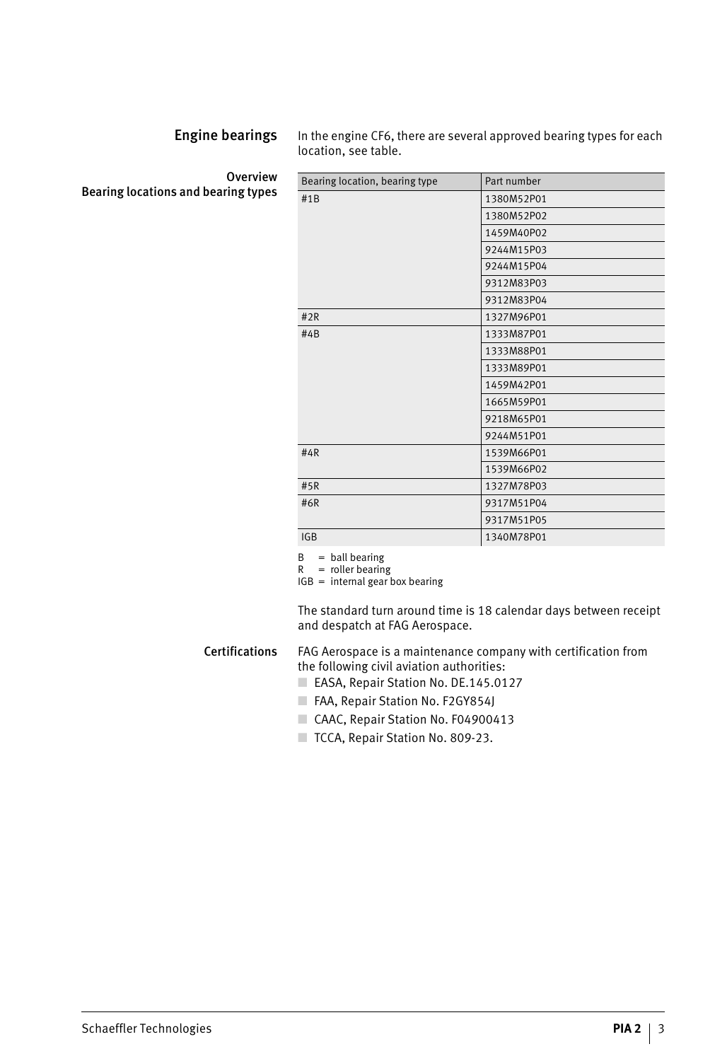## Engine bearings

In the engine CF6, there are several approved bearing types for each location, see table.

### Overview
### Bearing locations and bearing types

| Bearing location, bearing type | Part number |
|---|---|
| #1B | 1380M52P01 |
| | 1380M52P02 |
| | 1459M40P02 |
| | 9244M15P03 |
| | 9244M15P04 |
| | 9312M83P03 |
| | 9312M83P04 |
| #2R | 1327M96P01 |
| #4B | 1333M87P01 |
| | 1333M88P01 |
| | 1333M89P01 |
| | 1459M42P01 |
| | 1665M59P01 |
| | 9218M65P01 |
| | 9244M51P01 |
| #4R | 1539M66P01 |
| | 1539M66P02 |
| #5R | 1327M78P03 |
| #6R | 9317M51P04 |
| | 9317M51P05 |
| IGB | 1340M78P01 |

B = ball bearing
R = roller bearing
IGB = internal gear box bearing

The standard turn around time is 18 calendar days between receipt and despatch at FAG Aerospace.

## Certifications

FAG Aerospace is a maintenance company with certification from the following civil aviation authorities:

- EASA, Repair Station No. DE.145.0127
- FAA, Repair Station No. F2GY854J
- CAAC, Repair Station No. F04900413
- TCCA, Repair Station No. 809-23.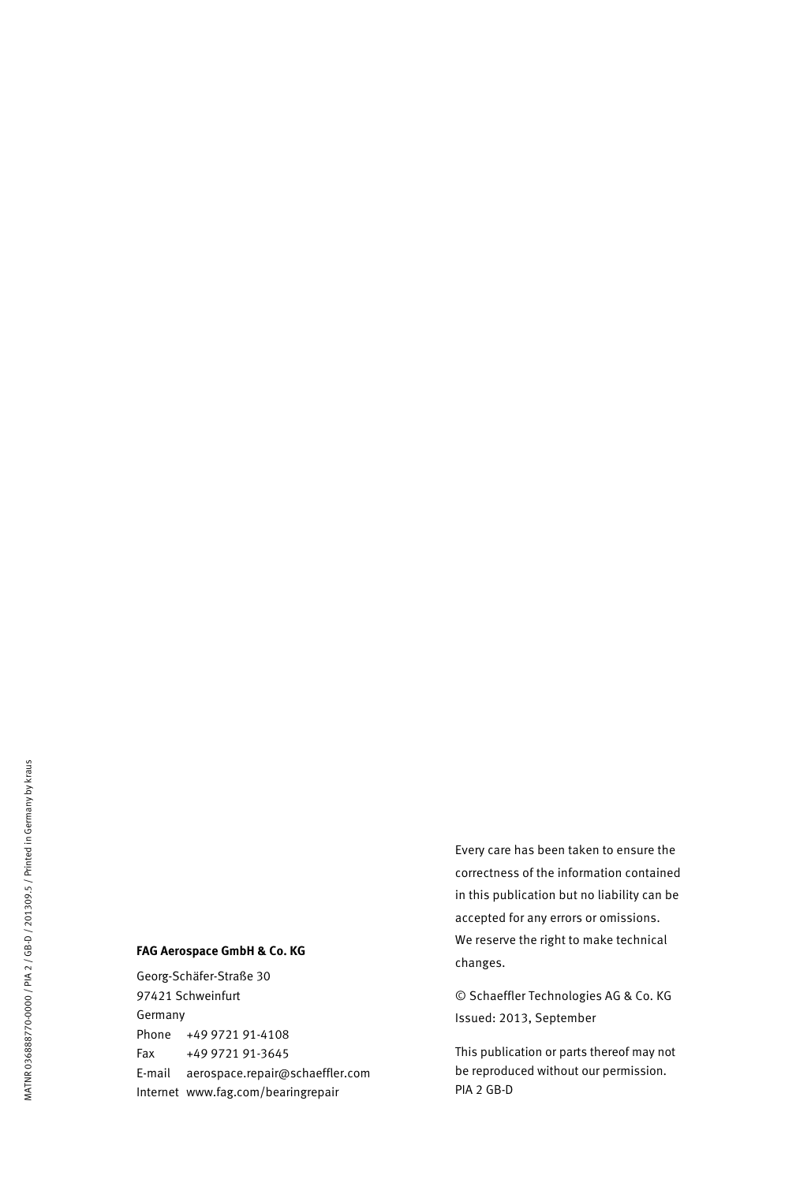MATNR 036888770-0000 / PIA 2 / GB-D / 201309.5 / Printed in Germany by kraus

**FAG Aerospace GmbH & Co. KG**

Georg-Schäfer-Straße 30
97421 Schweinfurt
Germany

| | |
|---|---|
| Phone | +49 9721 91-4108 |
| Fax | +49 9721 91-3645 |
| E-mail | aerospace.repair@schaeffler.com |
| Internet | www.fag.com/bearingrepair |

Every care has been taken to ensure the correctness of the information contained in this publication but no liability can be accepted for any errors or omissions. We reserve the right to make technical changes.

© Schaeffler Technologies AG & Co. KG
Issued: 2013, September

This publication or parts thereof may not be reproduced without our permission.
PIA 2 GB-D